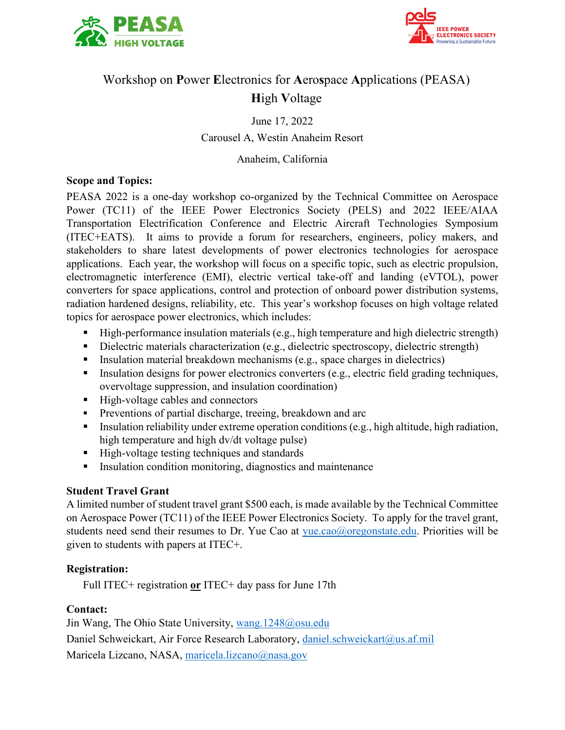PEASA HIGH VOLTAGE

pels IEEE POWER ELECTRONICS SOCIETY Powering a Sustainable Future

# Workshop on **P**ower **E**lectronics for **A**ero**s**pace **A**pplications (PEASA) **H**igh **V**oltage

June 17, 2022

Carousel A, Westin Anaheim Resort

Anaheim, California

**Scope and Topics:**

PEASA 2022 is a one-day workshop co-organized by the Technical Committee on Aerospace Power (TC11) of the IEEE Power Electronics Society (PELS) and 2022 IEEE/AIAA Transportation Electrification Conference and Electric Aircraft Technologies Symposium (ITEC+EATS). It aims to provide a forum for researchers, engineers, policy makers, and stakeholders to share latest developments of power electronics technologies for aerospace applications. Each year, the workshop will focus on a specific topic, such as electric propulsion, electromagnetic interference (EMI), electric vertical take-off and landing (eVTOL), power converters for space applications, control and protection of onboard power distribution systems, radiation hardened designs, reliability, etc. This year's workshop focuses on high voltage related topics for aerospace power electronics, which includes:

- High-performance insulation materials (e.g., high temperature and high dielectric strength)
- Dielectric materials characterization (e.g., dielectric spectroscopy, dielectric strength)
- Insulation material breakdown mechanisms (e.g., space charges in dielectrics)
- Insulation designs for power electronics converters (e.g., electric field grading techniques, overvoltage suppression, and insulation coordination)
- High-voltage cables and connectors
- Preventions of partial discharge, treeing, breakdown and arc
- Insulation reliability under extreme operation conditions (e.g., high altitude, high radiation, high temperature and high dv/dt voltage pulse)
- High-voltage testing techniques and standards
- Insulation condition monitoring, diagnostics and maintenance

**Student Travel Grant**

A limited number of student travel grant $500 each, is made available by the Technical Committee on Aerospace Power (TC11) of the IEEE Power Electronics Society. To apply for the travel grant, students need send their resumes to Dr. Yue Cao at yue.cao@oregonstate.edu. Priorities will be given to students with papers at ITEC+.

**Registration:**

Full ITEC+ registration **or** ITEC+ day pass for June 17th

**Contact:**

Jin Wang, The Ohio State University, wang.1248@osu.edu

Daniel Schweickart, Air Force Research Laboratory, daniel.schweickart@us.af.mil

Maricela Lizcano, NASA, maricela.lizcano@nasa.gov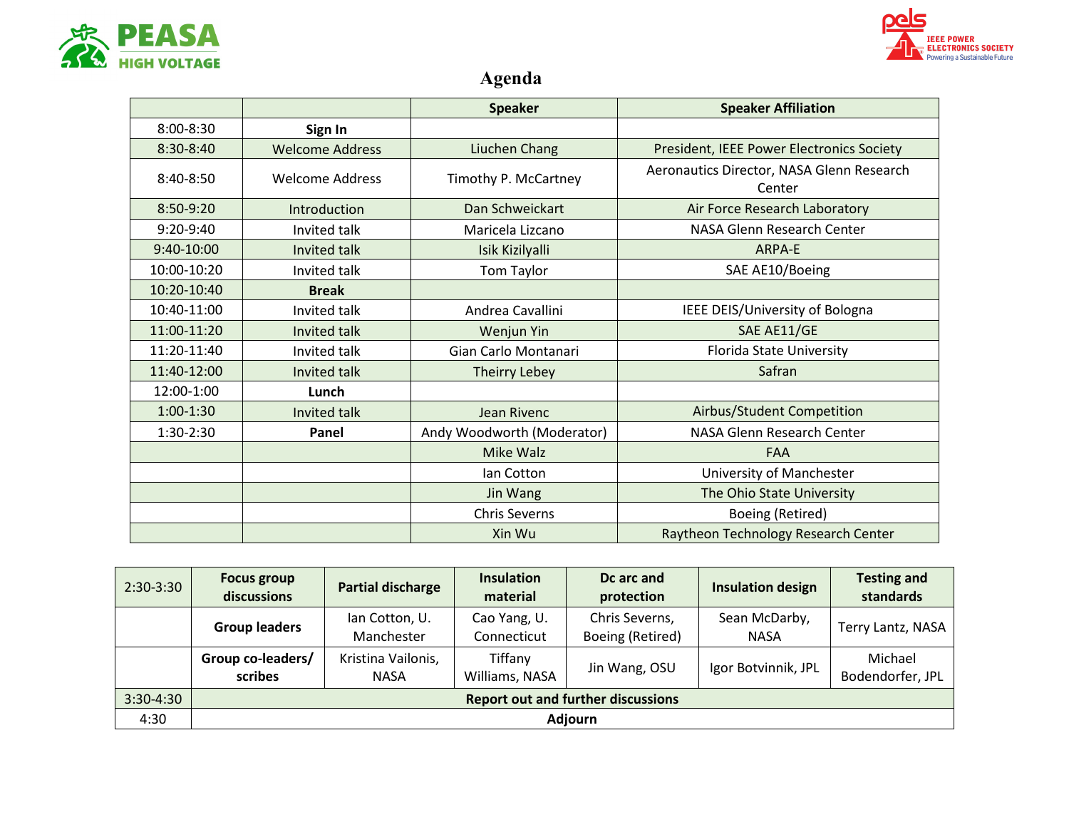# Agenda

| | | Speaker | Speaker Affiliation |
|---|---|---|---|
| 8:00-8:30 | **Sign In** | | |
| 8:30-8:40 | Welcome Address | Liuchen Chang | President, IEEE Power Electronics Society |
| 8:40-8:50 | Welcome Address | Timothy P. McCartney | Aeronautics Director, NASA Glenn Research Center |
| 8:50-9:20 | Introduction | Dan Schweickart | Air Force Research Laboratory |
| 9:20-9:40 | Invited talk | Maricela Lizcano | NASA Glenn Research Center |
| 9:40-10:00 | Invited talk | Isik Kizilyalli | ARPA-E |
| 10:00-10:20 | Invited talk | Tom Taylor | SAE AE10/Boeing |
| 10:20-10:40 | **Break** | | |
| 10:40-11:00 | Invited talk | Andrea Cavallini | IEEE DEIS/University of Bologna |
| 11:00-11:20 | Invited talk | Wenjun Yin | SAE AE11/GE |
| 11:20-11:40 | Invited talk | Gian Carlo Montanari | Florida State University |
| 11:40-12:00 | Invited talk | Theirry Lebey | Safran |
| 12:00-1:00 | **Lunch** | | |
| 1:00-1:30 | Invited talk | Jean Rivenc | Airbus/Student Competition |
| 1:30-2:30 | **Panel** | Andy Woodworth (Moderator) | NASA Glenn Research Center |
| | | Mike Walz | FAA |
| | | Ian Cotton | University of Manchester |
| | | Jin Wang | The Ohio State University |
| | | Chris Severns | Boeing (Retired) |
| | | Xin Wu | Raytheon Technology Research Center |

| 2:30-3:30 | **Focus group discussions** | **Partial discharge** | **Insulation material** | **Dc arc and protection** | **Insulation design** | **Testing and standards** |
|---|---|---|---|---|---|---|
| | **Group leaders** | Ian Cotton, U. Manchester | Cao Yang, U. Connecticut | Chris Severns, Boeing (Retired) | Sean McDarby, NASA | Terry Lantz, NASA |
| | **Group co-leaders/ scribes** | Kristina Vailonis, NASA | Tiffany Williams, NASA | Jin Wang, OSU | Igor Botvinnik, JPL | Michael Bodendorfer, JPL |
| 3:30-4:30 | **Report out and further discussions** | | | | | |
| 4:30 | **Adjourn** | | | | | |